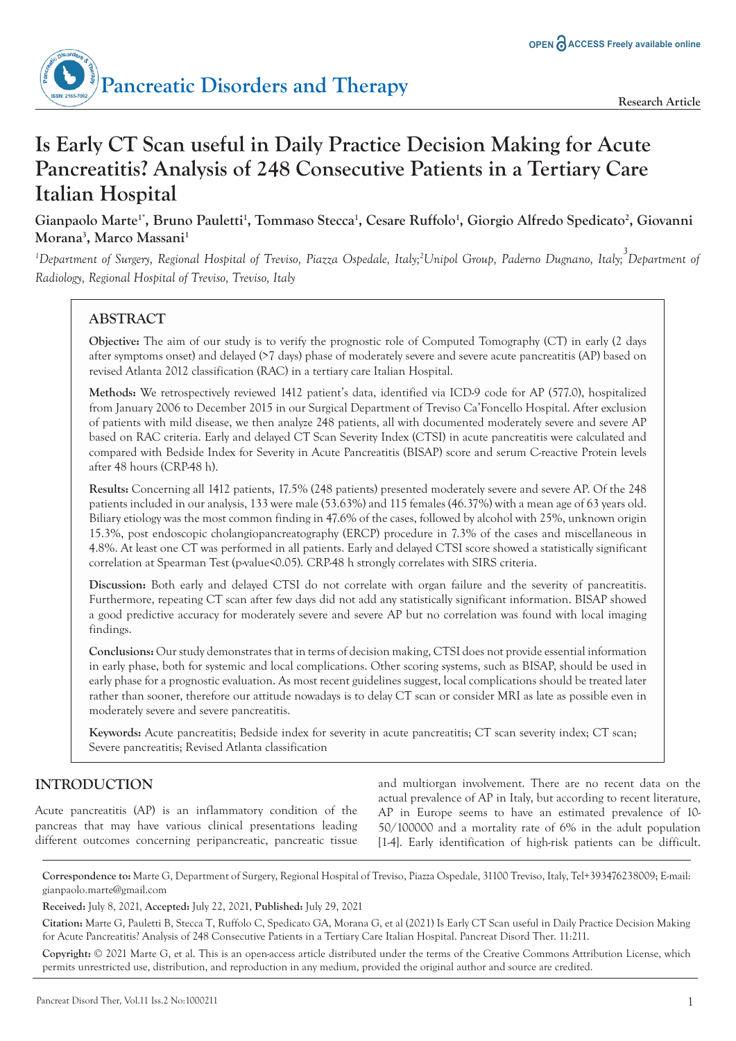# Is Early CT Scan useful in Daily Practice Decision Making for Acute Pancreatitis? Analysis of 248 Consecutive Patients in a Tertiary Care Italian Hospital

**Gianpaolo Marte[1*], Bruno Pauletti[1], Tommaso Stecca[1], Cesare Ruffolo[1], Giorgio Alfredo Spedicato[2], Giovanni Morana[3], Marco Massani[1]**

*[1]Department of Surgery, Regional Hospital of Treviso, Piazza Ospedale, Italy; [2]Unipol Group, Paderno Dugnano, Italy; [3]Department of Radiology, Regional Hospital of Treviso, Treviso, Italy*

## ABSTRACT

**Objective:** The aim of our study is to verify the prognostic role of Computed Tomography (CT) in early (2 days after symptoms onset) and delayed (>7 days) phase of moderately severe and severe acute pancreatitis (AP) based on revised Atlanta 2012 classification (RAC) in a tertiary care Italian Hospital.

**Methods:** We retrospectively reviewed 1412 patient's data, identified via ICD-9 code for AP (577.0), hospitalized from January 2006 to December 2015 in our Surgical Department of Treviso Ca'Foncello Hospital. After exclusion of patients with mild disease, we then analyze 248 patients, all with documented moderately severe and severe AP based on RAC criteria. Early and delayed CT Scan Severity Index (CTSI) in acute pancreatitis were calculated and compared with Bedside Index for Severity in Acute Pancreatitis (BISAP) score and serum C-reactive Protein levels after 48 hours (CRP-48 h).

**Results:** Concerning all 1412 patients, 17.5% (248 patients) presented moderately severe and severe AP. Of the 248 patients included in our analysis, 133 were male (53.63%) and 115 females (46.37%) with a mean age of 63 years old. Biliary etiology was the most common finding in 47.6% of the cases, followed by alcohol with 25%, unknown origin 15.3%, post endoscopic cholangiopancreatography (ERCP) procedure in 7.3% of the cases and miscellaneous in 4.8%. At least one CT was performed in all patients. Early and delayed CTSI score showed a statistically significant correlation at Spearman Test (p-value<0.05). CRP-48 h strongly correlates with SIRS criteria.

**Discussion:** Both early and delayed CTSI do not correlate with organ failure and the severity of pancreatitis. Furthermore, repeating CT scan after few days did not add any statistically significant information. BISAP showed a good predictive accuracy for moderately severe and severe AP but no correlation was found with local imaging findings.

**Conclusions:** Our study demonstrates that in terms of decision making, CTSI does not provide essential information in early phase, both for systemic and local complications. Other scoring systems, such as BISAP, should be used in early phase for a prognostic evaluation. As most recent guidelines suggest, local complications should be treated later rather than sooner, therefore our attitude nowadays is to delay CT scan or consider MRI as late as possible even in moderately severe and severe pancreatitis.

**Keywords:** Acute pancreatitis; Bedside index for severity in acute pancreatitis; CT scan severity index; CT scan; Severe pancreatitis; Revised Atlanta classification

## INTRODUCTION

Acute pancreatitis (AP) is an inflammatory condition of the pancreas that may have various clinical presentations leading different outcomes concerning peripancreatic, pancreatic tissue and multiorgan involvement. There are no recent data on the actual prevalence of AP in Italy, but according to recent literature, AP in Europe seems to have an estimated prevalence of 10-50/100000 and a mortality rate of 6% in the adult population [1-4]. Early identification of high-risk patients can be difficult.

**Correspondence to:** Marte G, Department of Surgery, Regional Hospital of Treviso, Piazza Ospedale, 31100 Treviso, Italy, Tel+393476238009; E-mail: gianpaolo.marte@gmail.com

**Received:** July 8, 2021, **Accepted:** July 22, 2021, **Published:** July 29, 2021

**Citation:** Marte G, Pauletti B, Stecca T, Ruffolo C, Spedicato GA, Morana G, et al (2021) Is Early CT Scan useful in Daily Practice Decision Making for Acute Pancreatitis? Analysis of 248 Consecutive Patients in a Tertiary Care Italian Hospital. Pancreat Disord Ther. 11:211.

**Copyright:** © 2021 Marte G, et al. This is an open-access article distributed under the terms of the Creative Commons Attribution License, which permits unrestricted use, distribution, and reproduction in any medium, provided the original author and source are credited.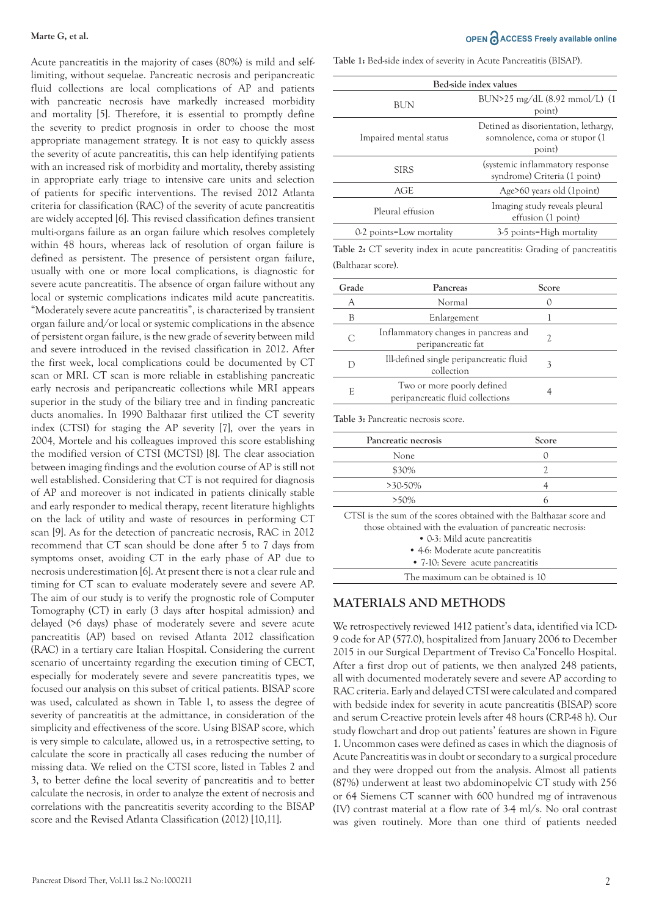Acute pancreatitis in the majority of cases (80%) is mild and self-limiting, without sequelae. Pancreatic necrosis and peripancreatic fluid collections are local complications of AP and patients with pancreatic necrosis have markedly increased morbidity and mortality [5]. Therefore, it is essential to promptly define the severity to predict prognosis in order to choose the most appropriate management strategy. It is not easy to quickly assess the severity of acute pancreatitis, this can help identifying patients with an increased risk of morbidity and mortality, thereby assisting in appropriate early triage to intensive care units and selection of patients for specific interventions. The revised 2012 Atlanta criteria for classification (RAC) of the severity of acute pancreatitis are widely accepted [6]. This revised classification defines transient multi-organs failure as an organ failure which resolves completely within 48 hours, whereas lack of resolution of organ failure is defined as persistent. The presence of persistent organ failure, usually with one or more local complications, is diagnostic for severe acute pancreatitis. The absence of organ failure without any local or systemic complications indicates mild acute pancreatitis. "Moderately severe acute pancreatitis", is characterized by transient organ failure and/or local or systemic complications in the absence of persistent organ failure, is the new grade of severity between mild and severe introduced in the revised classification in 2012. After the first week, local complications could be documented by CT scan or MRI. CT scan is more reliable in establishing pancreatic early necrosis and peripancreatic collections while MRI appears superior in the study of the biliary tree and in finding pancreatic ducts anomalies. In 1990 Balthazar first utilized the CT severity index (CTSI) for staging the AP severity [7], over the years in 2004, Mortele and his colleagues improved this score establishing the modified version of CTSI (MCTSI) [8]. The clear association between imaging findings and the evolution course of AP is still not well established. Considering that CT is not required for diagnosis of AP and moreover is not indicated in patients clinically stable and early responder to medical therapy, recent literature highlights on the lack of utility and waste of resources in performing CT scan [9]. As for the detection of pancreatic necrosis, RAC in 2012 recommend that CT scan should be done after 5 to 7 days from symptoms onset, avoiding CT in the early phase of AP due to necrosis underestimation [6]. At present there is not a clear rule and timing for CT scan to evaluate moderately severe and severe AP. The aim of our study is to verify the prognostic role of Computer Tomography (CT) in early (3 days after hospital admission) and delayed (>6 days) phase of moderately severe and severe acute pancreatitis (AP) based on revised Atlanta 2012 classification (RAC) in a tertiary care Italian Hospital. Considering the current scenario of uncertainty regarding the execution timing of CECT, especially for moderately severe and severe pancreatitis types, we focused our analysis on this subset of critical patients. BISAP score was used, calculated as shown in Table 1, to assess the degree of severity of pancreatitis at the admittance, in consideration of the simplicity and effectiveness of the score. Using BISAP score, which is very simple to calculate, allowed us, in a retrospective setting, to calculate the score in practically all cases reducing the number of missing data. We relied on the CTSI score, listed in Tables 2 and 3, to better define the local severity of pancreatitis and to better calculate the necrosis, in order to analyze the extent of necrosis and correlations with the pancreatitis severity according to the BISAP score and the Revised Atlanta Classification (2012) [10,11].

Table 1: Bed-side index of severity in Acute Pancreatitis (BISAP).

| Bed-side index values | |
|---|---|
| BUN | BUN>25 mg/dL (8.92 mmol/L) (1 point) |
| Impaired mental status | Detined as disorientation, lethargy, somnolence, coma or stupor (1 point) |
| SIRS | (systemic inflammatory response syndrome) Criteria (1 point) |
| AGE | Age>60 years old (1point) |
| Pleural effusion | Imaging study reveals pleural effusion (1 point) |
| 0-2 points=Low mortality | 3-5 points=High mortality |

Table 2: CT severity index in acute pancreatitis: Grading of pancreatitis (Balthazar score).

| Grade | Pancreas | Score |
|---|---|---|
| A | Normal | 0 |
| B | Enlargement | 1 |
| C | Inflammatory changes in pancreas and peripancreatic fat | 2 |
| D | Ill-defined single peripancreatic fluid collection | 3 |
| E | Two or more poorly defined peripancreatic fluid collections | 4 |

Table 3: Pancreatic necrosis score.

| Pancreatic necrosis | Score |
|---|---|
| None | 0 |
| $30% | 2 |
| >30-50% | 4 |
| >50% | 6 |

CTSI is the sum of the scores obtained with the Balthazar score and those obtained with the evaluation of pancreatic necrosis:

- 0-3: Mild acute pancreatitis
- 4-6: Moderate acute pancreatitis
- 7-10: Severe acute pancreatitis

The maximum can be obtained is 10

## MATERIALS AND METHODS

We retrospectively reviewed 1412 patient's data, identified via ICD-9 code for AP (577.0), hospitalized from January 2006 to December 2015 in our Surgical Department of Treviso Ca'Foncello Hospital. After a first drop out of patients, we then analyzed 248 patients, all with documented moderately severe and severe AP according to RAC criteria. Early and delayed CTSI were calculated and compared with bedside index for severity in acute pancreatitis (BISAP) score and serum C-reactive protein levels after 48 hours (CRP-48 h). Our study flowchart and drop out patients' features are shown in Figure 1. Uncommon cases were defined as cases in which the diagnosis of Acute Pancreatitis was in doubt or secondary to a surgical procedure and they were dropped out from the analysis. Almost all patients (87%) underwent at least two abdominopelvic CT study with 256 or 64 Siemens CT scanner with 600 hundred mg of intravenous (IV) contrast material at a flow rate of 3-4 ml/s. No oral contrast was given routinely. More than one third of patients needed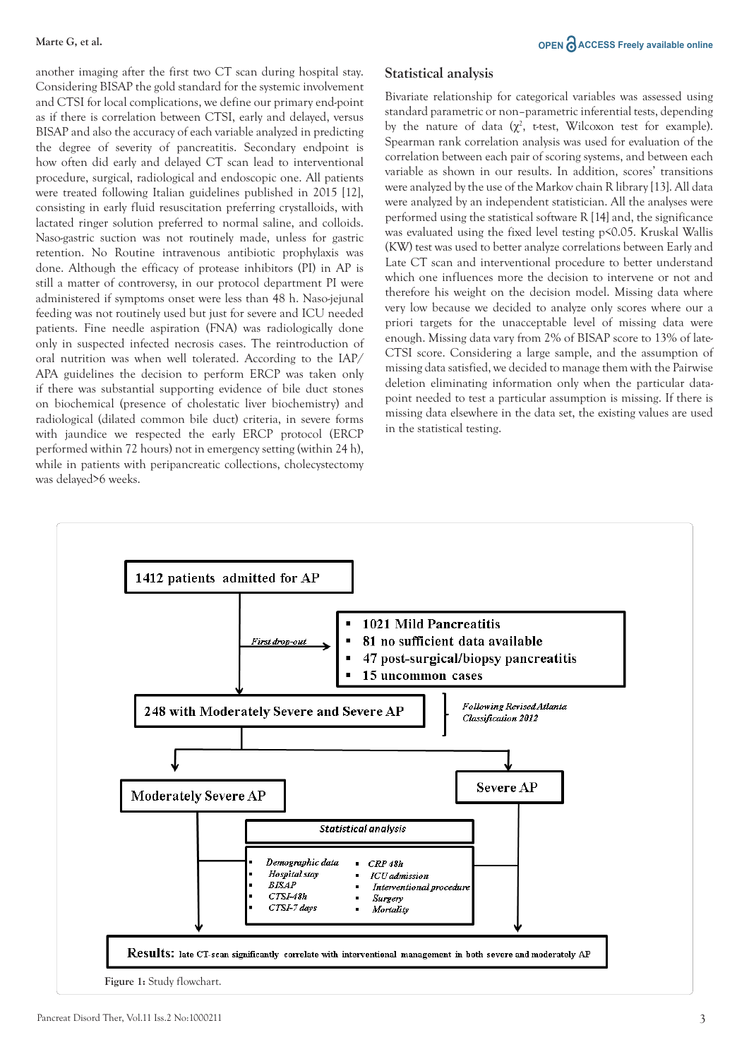another imaging after the first two CT scan during hospital stay. Considering BISAP the gold standard for the systemic involvement and CTSI for local complications, we define our primary end-point as if there is correlation between CTSI, early and delayed, versus BISAP and also the accuracy of each variable analyzed in predicting the degree of severity of pancreatitis. Secondary endpoint is how often did early and delayed CT scan lead to interventional procedure, surgical, radiological and endoscopic one. All patients were treated following Italian guidelines published in 2015 [12], consisting in early fluid resuscitation preferring crystalloids, with lactated ringer solution preferred to normal saline, and colloids. Naso-gastric suction was not routinely made, unless for gastric retention. No Routine intravenous antibiotic prophylaxis was done. Although the efficacy of protease inhibitors (PI) in AP is still a matter of controversy, in our protocol department PI were administered if symptoms onset were less than 48 h. Naso-jejunal feeding was not routinely used but just for severe and ICU needed patients. Fine needle aspiration (FNA) was radiologically done only in suspected infected necrosis cases. The reintroduction of oral nutrition was when well tolerated. According to the IAP/APA guidelines the decision to perform ERCP was taken only if there was substantial supporting evidence of bile duct stones on biochemical (presence of cholestatic liver biochemistry) and radiological (dilated common bile duct) criteria, in severe forms with jaundice we respected the early ERCP protocol (ERCP performed within 72 hours) not in emergency setting (within 24 h), while in patients with peripancreatic collections, cholecystectomy was delayed>6 weeks.

## Statistical analysis

Bivariate relationship for categorical variables was assessed using standard parametric or non–parametric inferential tests, depending by the nature of data ($\chi^2$, t-test, Wilcoxon test for example). Spearman rank correlation analysis was used for evaluation of the correlation between each pair of scoring systems, and between each variable as shown in our results. In addition, scores' transitions were analyzed by the use of the Markov chain R library [13]. All data were analyzed by an independent statistician. All the analyses were performed using the statistical software R [14] and, the significance was evaluated using the fixed level testing $p<0.05$. Kruskal Wallis (KW) test was used to better analyze correlations between Early and Late CT scan and interventional procedure to better understand which one influences more the decision to intervene or not and therefore his weight on the decision model. Missing data where very low because we decided to analyze only scores where our a priori targets for the unacceptable level of missing data were enough. Missing data vary from 2% of BISAP score to 13% of late-CTSI score. Considering a large sample, and the assumption of missing data satisfied, we decided to manage them with the Pairwise deletion eliminating information only when the particular data-point needed to test a particular assumption is missing. If there is missing data elsewhere in the data set, the existing values are used in the statistical testing.

1412 patients admitted for AP

*First drop-out*

- 1021 Mild Pancreatitis
- 81 no sufficient data available
- 47 post-surgical/biopsy pancreatitis
- 15 uncommon cases

248 with Moderately Severe and Severe AP

*Following Revised Atlanta Classification 2012*

Moderately Severe AP

Severe AP

*Statistical analysis*

- *Demographic data*
- *Hospital stay*
- *BISAP*
- *CTSI-48h*
- *CTSI-7 days*
- *CRP 48h*
- *ICU admission*
- *Interventional procedure*
- *Surgery*
- *Mortality*

**Results:** late CT-scan significantly correlate with interventional management in both severe and moderately AP

**Figure 1:** Study flowchart.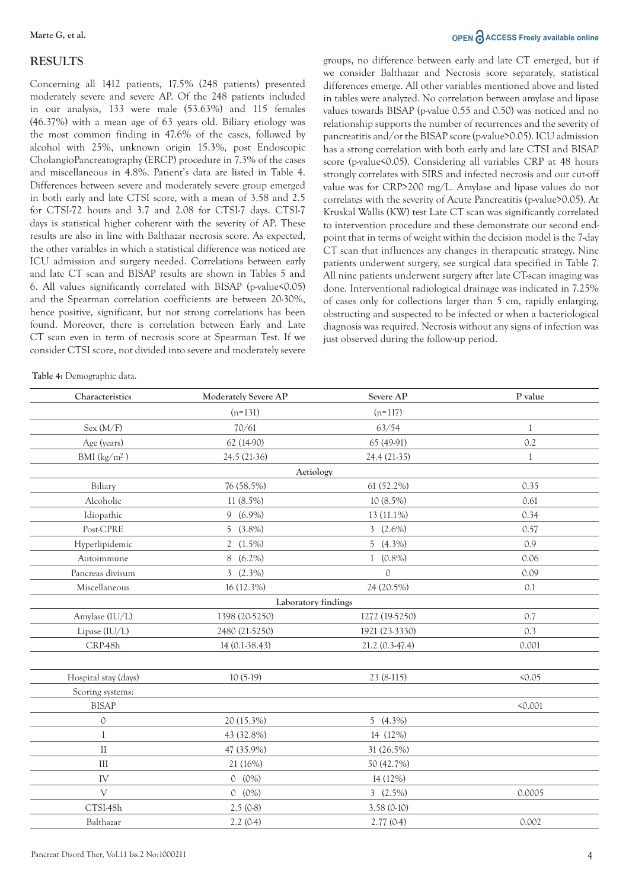## RESULTS

Concerning all 1412 patients, 17.5% (248 patients) presented moderately severe and severe AP. Of the 248 patients included in our analysis, 133 were male (53.63%) and 115 females (46.37%) with a mean age of 63 years old. Biliary etiology was the most common finding in 47.6% of the cases, followed by alcohol with 25%, unknown origin 15.3%, post Endoscopic CholangioPancreatography (ERCP) procedure in 7.3% of the cases and miscellaneous in 4.8%. Patient's data are listed in Table 4. Differences between severe and moderately severe group emerged in both early and late CTSI score, with a mean of 3.58 and 2.5 for CTSI-72 hours and 3.7 and 2.08 for CTSI-7 days. CTSI-7 days is statistical higher coherent with the severity of AP. These results are also in line with Balthazar necrosis score. As expected, the other variables in which a statistical difference was noticed are ICU admission and surgery needed. Correlations between early and late CT scan and BISAP results are shown in Tables 5 and 6. All values significantly correlated with BISAP (p-value<0.05) and the Spearman correlation coefficients are between 20-30%, hence positive, significant, but not strong correlations has been found. Moreover, there is correlation between Early and Late CT scan even in term of necrosis score at Spearman Test. If we consider CTSI score, not divided into severe and moderately severe groups, no difference between early and late CT emerged, but if we consider Balthazar and Necrosis score separately, statistical differences emerge. All other variables mentioned above and listed in tables were analyzed. No correlation between amylase and lipase values towards BISAP (p-value 0.55 and 0.50) was noticed and no relationship supports the number of recurrences and the severity of pancreatitis and/or the BISAP score (p-value>0.05). ICU admission has a strong correlation with both early and late CTSI and BISAP score (p-value<0.05). Considering all variables CRP at 48 hours strongly correlates with SIRS and infected necrosis and our cut-off value was for CRP>200 mg/L. Amylase and lipase values do not correlates with the severity of Acute Pancreatitis (p-value>0.05). At Kruskal Wallis (KW) test Late CT scan was significantly correlated to intervention procedure and these demonstrate our second end-point that in terms of weight within the decision model is the 7-day CT scan that influences any changes in therapeutic strategy. Nine patients underwent surgery, see surgical data specified in Table 7. All nine patients underwent surgery after late CT-scan imaging was done. Interventional radiological drainage was indicated in 7.25% of cases only for collections larger than 5 cm, rapidly enlarging, obstructing and suspected to be infected or when a bacteriological diagnosis was required. Necrosis without any signs of infection was just observed during the follow-up period.

**Table 4:** Demographic data.

| Characteristics | Moderately Severe AP | Severe AP | P value |
|---|---|---|---|
| | (n=131) | (n=117) | |
| Sex (M/F) | 70/61 | 63/54 | 1 |
| Age (years) | 62 (14-90) | 65 (49-91) | 0.2 |
| BMI (kg/m$^2$) | 24.5 (21-36) | 24.4 (21-35) | 1 |
| **Aetiology** | | | |
| Biliary | 76 (58.5%) | 61 (52.2%) | 0.35 |
| Alcoholic | 11 (8.5%) | 10 (8.5%) | 0.61 |
| Idiopathic | 9 (6.9%) | 13 (11.1%) | 0.34 |
| Post-CPRE | 5 (3.8%) | 3 (2.6%) | 0.57 |
| Hyperlipidemic | 2 (1.5%) | 5 (4.3%) | 0.9 |
| Autoimmune | 8 (6.2%) | 1 (0.8%) | 0.06 |
| Pancreas divisum | 3 (2.3%) | 0 | 0.09 |
| Miscellaneous | 16 (12.3%) | 24 (20.5%) | 0.1 |
| **Laboratory findings** | | | |
| Amylase (IU/L) | 1398 (20-5250) | 1272 (19-5250) | 0.7 |
| Lipase (IU/L) | 2480 (21-5250) | 1921 (23-3330) | 0.3 |
| CRP-48h | 14 (0.1-38.43) | 21.2 (0.3-47.4) | 0.001 |
| | | | |
| Hospital stay (days) | 10 (5-19) | 23 (8-115) | <0.05 |
| Scoring systems: | | | |
| BISAP | | | <0.001 |
| 0 | 20 (15.3%) | 5 (4.3%) | |
| I | 43 (32.8%) | 14 (12%) | |
| II | 47 (35.9%) | 31 (26.5%) | |
| III | 21 (16%) | 50 (42.7%) | |
| IV | 0 (0%) | 14 (12%) | |
| V | 0 (0%) | 3 (2.5%) | 0.0005 |
| CTSI-48h | 2.5 (0-8) | 3.58 (0-10) | |
| Balthazar | 2.2 (0-4) | 2.77 (0-4) | 0.002 |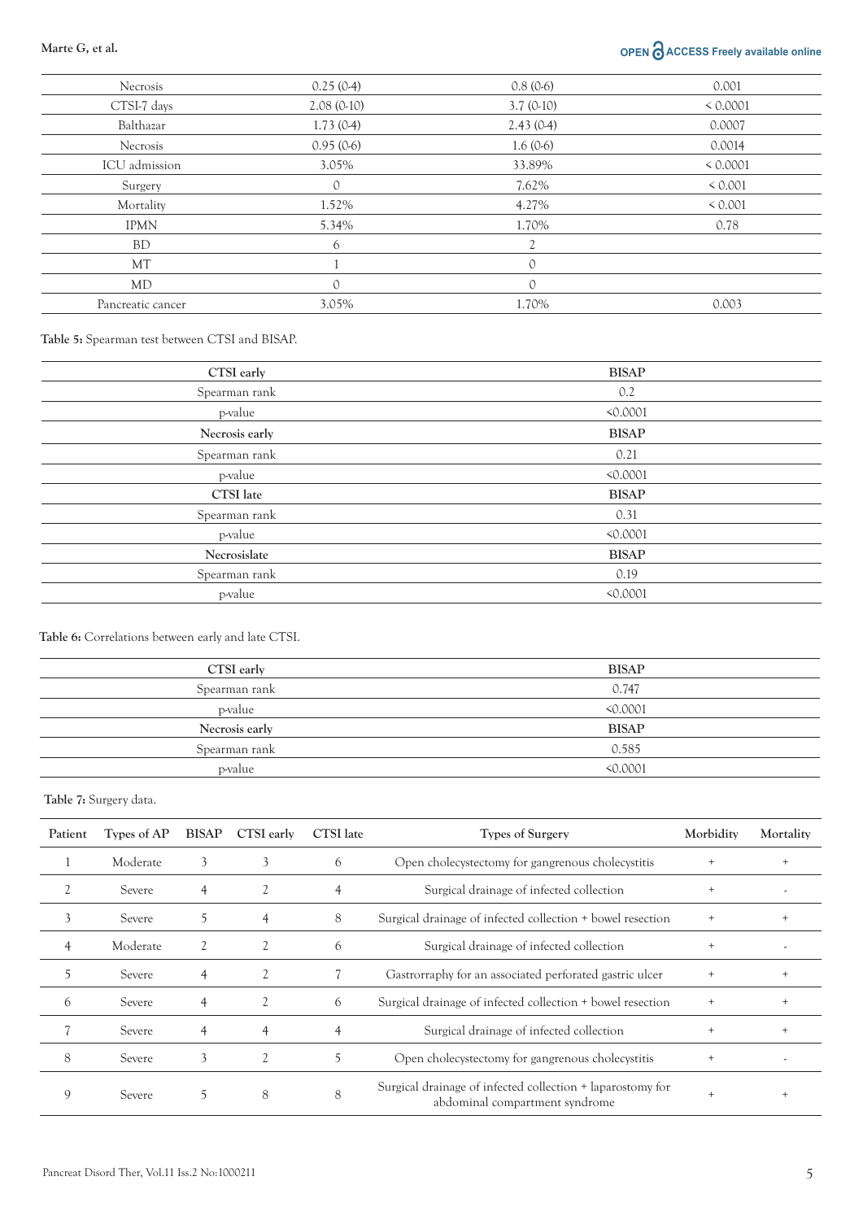| | | | |
|---|---|---|---|
| Necrosis | 0.25 (0-4) | 0.8 (0-6) | 0.001 |
| CTSI-7 days | 2.08 (0-10) | 3.7 (0-10) | < 0.0001 |
| Balthazar | 1.73 (0-4) | 2.43 (0-4) | 0.0007 |
| Necrosis | 0.95 (0-6) | 1.6 (0-6) | 0.0014 |
| ICU admission | 3.05% | 33.89% | < 0.0001 |
| Surgery | 0 | 7.62% | < 0.001 |
| Mortality | 1.52% | 4.27% | < 0.001 |
| IPMN | 5.34% | 1.70% | 0.78 |
| BD | 6 | 2 | |
| MT | 1 | 0 | |
| MD | 0 | 0 | |
| Pancreatic cancer | 3.05% | 1.70% | 0.003 |

**Table 5:** Spearman test between CTSI and BISAP.

| **CTSI early** | **BISAP** |
|---|---|
| Spearman rank | 0.2 |
| p-value | <0.0001 |
| **Necrosis early** | **BISAP** |
| Spearman rank | 0.21 |
| p-value | <0.0001 |
| **CTSI late** | **BISAP** |
| Spearman rank | 0.31 |
| p-value | <0.0001 |
| **Necrosislate** | **BISAP** |
| Spearman rank | 0.19 |
| p-value | <0.0001 |

**Table 6:** Correlations between early and late CTSI.

| **CTSI early** | **BISAP** |
|---|---|
| Spearman rank | 0.747 |
| p-value | <0.0001 |
| **Necrosis early** | **BISAP** |
| Spearman rank | 0.585 |
| p-value | <0.0001 |

**Table 7:** Surgery data.

| Patient | Types of AP | BISAP | CTSI early | CTSI late | Types of Surgery | Morbidity | Mortality |
|---|---|---|---|---|---|---|---|
| 1 | Moderate | 3 | 3 | 6 | Open cholecystectomy for gangrenous cholecystitis | + | + |
| 2 | Severe | 4 | 2 | 4 | Surgical drainage of infected collection | + | - |
| 3 | Severe | 5 | 4 | 8 | Surgical drainage of infected collection + bowel resection | + | + |
| 4 | Moderate | 2 | 2 | 6 | Surgical drainage of infected collection | + | - |
| 5 | Severe | 4 | 2 | 7 | Gastrorraphy for an associated perforated gastric ulcer | + | + |
| 6 | Severe | 4 | 2 | 6 | Surgical drainage of infected collection + bowel resection | + | + |
| 7 | Severe | 4 | 4 | 4 | Surgical drainage of infected collection | + | + |
| 8 | Severe | 3 | 2 | 5 | Open cholecystectomy for gangrenous cholecystitis | + | - |
| 9 | Severe | 5 | 8 | 8 | Surgical drainage of infected collection + laparostomy for abdominal compartment syndrome | + | + |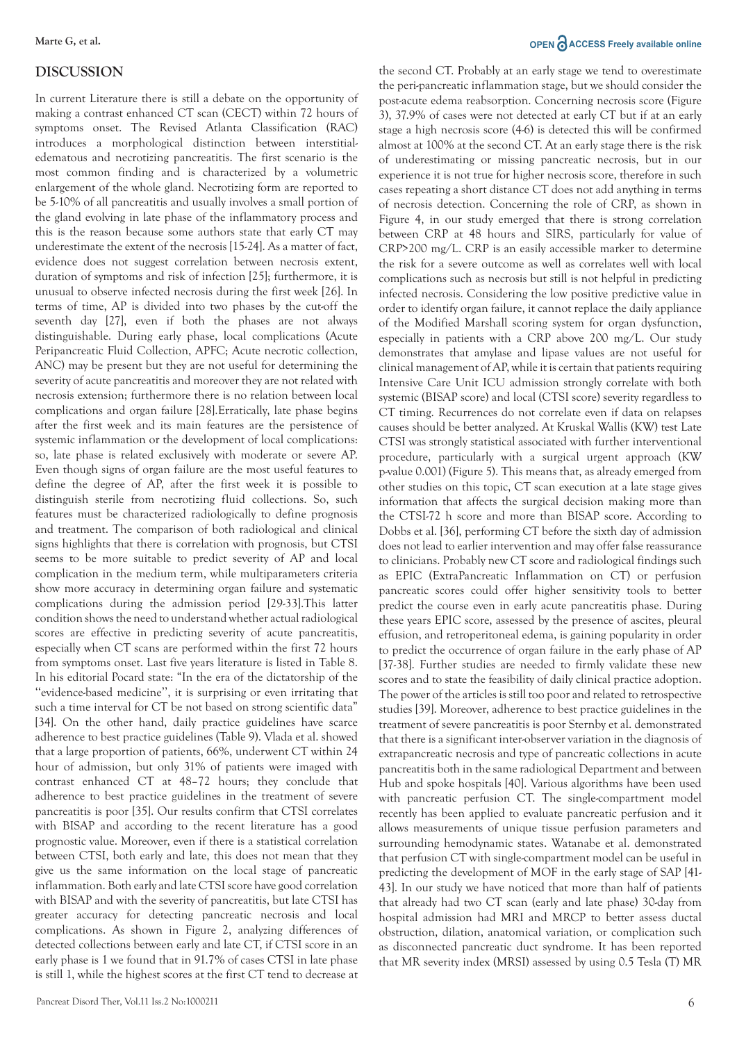## DISCUSSION

In current Literature there is still a debate on the opportunity of making a contrast enhanced CT scan (CECT) within 72 hours of symptoms onset. The Revised Atlanta Classification (RAC) introduces a morphological distinction between interstitial-edematous and necrotizing pancreatitis. The first scenario is the most common finding and is characterized by a volumetric enlargement of the whole gland. Necrotizing form are reported to be 5-10% of all pancreatitis and usually involves a small portion of the gland evolving in late phase of the inflammatory process and this is the reason because some authors state that early CT may underestimate the extent of the necrosis [15-24]. As a matter of fact, evidence does not suggest correlation between necrosis extent, duration of symptoms and risk of infection [25]; furthermore, it is unusual to observe infected necrosis during the first week [26]. In terms of time, AP is divided into two phases by the cut-off the seventh day [27], even if both the phases are not always distinguishable. During early phase, local complications (Acute Peripancreatic Fluid Collection, APFC; Acute necrotic collection, ANC) may be present but they are not useful for determining the severity of acute pancreatitis and moreover they are not related with necrosis extension; furthermore there is no relation between local complications and organ failure [28].Erratically, late phase begins after the first week and its main features are the persistence of systemic inflammation or the development of local complications: so, late phase is related exclusively with moderate or severe AP. Even though signs of organ failure are the most useful features to define the degree of AP, after the first week it is possible to distinguish sterile from necrotizing fluid collections. So, such features must be characterized radiologically to define prognosis and treatment. The comparison of both radiological and clinical signs highlights that there is correlation with prognosis, but CTSI seems to be more suitable to predict severity of AP and local complication in the medium term, while multiparameters criteria show more accuracy in determining organ failure and systematic complications during the admission period [29-33].This latter condition shows the need to understand whether actual radiological scores are effective in predicting severity of acute pancreatitis, especially when CT scans are performed within the first 72 hours from symptoms onset. Last five years literature is listed in Table 8. In his editorial Pocard state: "In the era of the dictatorship of the "evidence-based medicine", it is surprising or even irritating that such a time interval for CT be not based on strong scientific data" [34]. On the other hand, daily practice guidelines have scarce adherence to best practice guidelines (Table 9). Vlada et al. showed that a large proportion of patients, 66%, underwent CT within 24 hour of admission, but only 31% of patients were imaged with contrast enhanced CT at 48–72 hours; they conclude that adherence to best practice guidelines in the treatment of severe pancreatitis is poor [35]. Our results confirm that CTSI correlates with BISAP and according to the recent literature has a good prognostic value. Moreover, even if there is a statistical correlation between CTSI, both early and late, this does not mean that they give us the same information on the local stage of pancreatic inflammation. Both early and late CTSI score have good correlation with BISAP and with the severity of pancreatitis, but late CTSI has greater accuracy for detecting pancreatic necrosis and local complications. As shown in Figure 2, analyzing differences of detected collections between early and late CT, if CTSI score in an early phase is 1 we found that in 91.7% of cases CTSI in late phase is still 1, while the highest scores at the first CT tend to decrease at the second CT. Probably at an early stage we tend to overestimate the peri-pancreatic inflammation stage, but we should consider the post-acute edema reabsorption. Concerning necrosis score (Figure 3), 37.9% of cases were not detected at early CT but if at an early stage a high necrosis score (4-6) is detected this will be confirmed almost at 100% at the second CT. At an early stage there is the risk of underestimating or missing pancreatic necrosis, but in our experience it is not true for higher necrosis score, therefore in such cases repeating a short distance CT does not add anything in terms of necrosis detection. Concerning the role of CRP, as shown in Figure 4, in our study emerged that there is strong correlation between CRP at 48 hours and SIRS, particularly for value of CRP>200 mg/L. CRP is an easily accessible marker to determine the risk for a severe outcome as well as correlates well with local complications such as necrosis but still is not helpful in predicting infected necrosis. Considering the low positive predictive value in order to identify organ failure, it cannot replace the daily appliance of the Modified Marshall scoring system for organ dysfunction, especially in patients with a CRP above 200 mg/L. Our study demonstrates that amylase and lipase values are not useful for clinical management of AP, while it is certain that patients requiring Intensive Care Unit ICU admission strongly correlate with both systemic (BISAP score) and local (CTSI score) severity regardless to CT timing. Recurrences do not correlate even if data on relapses causes should be better analyzed. At Kruskal Wallis (KW) test Late CTSI was strongly statistical associated with further interventional procedure, particularly with a surgical urgent approach (KW p-value 0.001) (Figure 5). This means that, as already emerged from other studies on this topic, CT scan execution at a late stage gives information that affects the surgical decision making more than the CTSI-72 h score and more than BISAP score. According to Dobbs et al. [36], performing CT before the sixth day of admission does not lead to earlier intervention and may offer false reassurance to clinicians. Probably new CT score and radiological findings such as EPIC (ExtraPancreatic Inflammation on CT) or perfusion pancreatic scores could offer higher sensitivity tools to better predict the course even in early acute pancreatitis phase. During these years EPIC score, assessed by the presence of ascites, pleural effusion, and retroperitoneal edema, is gaining popularity in order to predict the occurrence of organ failure in the early phase of AP [37-38]. Further studies are needed to firmly validate these new scores and to state the feasibility of daily clinical practice adoption. The power of the articles is still too poor and related to retrospective studies [39]. Moreover, adherence to best practice guidelines in the treatment of severe pancreatitis is poor Sternby et al. demonstrated that there is a significant inter-observer variation in the diagnosis of extrapancreatic necrosis and type of pancreatic collections in acute pancreatitis both in the same radiological Department and between Hub and spoke hospitals [40]. Various algorithms have been used with pancreatic perfusion CT. The single-compartment model recently has been applied to evaluate pancreatic perfusion and it allows measurements of unique tissue perfusion parameters and surrounding hemodynamic states. Watanabe et al. demonstrated that perfusion CT with single-compartment model can be useful in predicting the development of MOF in the early stage of SAP [41-43]. In our study we have noticed that more than half of patients that already had two CT scan (early and late phase) 30-day from hospital admission had MRI and MRCP to better assess ductal obstruction, dilation, anatomical variation, or complication such as disconnected pancreatic duct syndrome. It has been reported that MR severity index (MRSI) assessed by using 0.5 Tesla (T) MR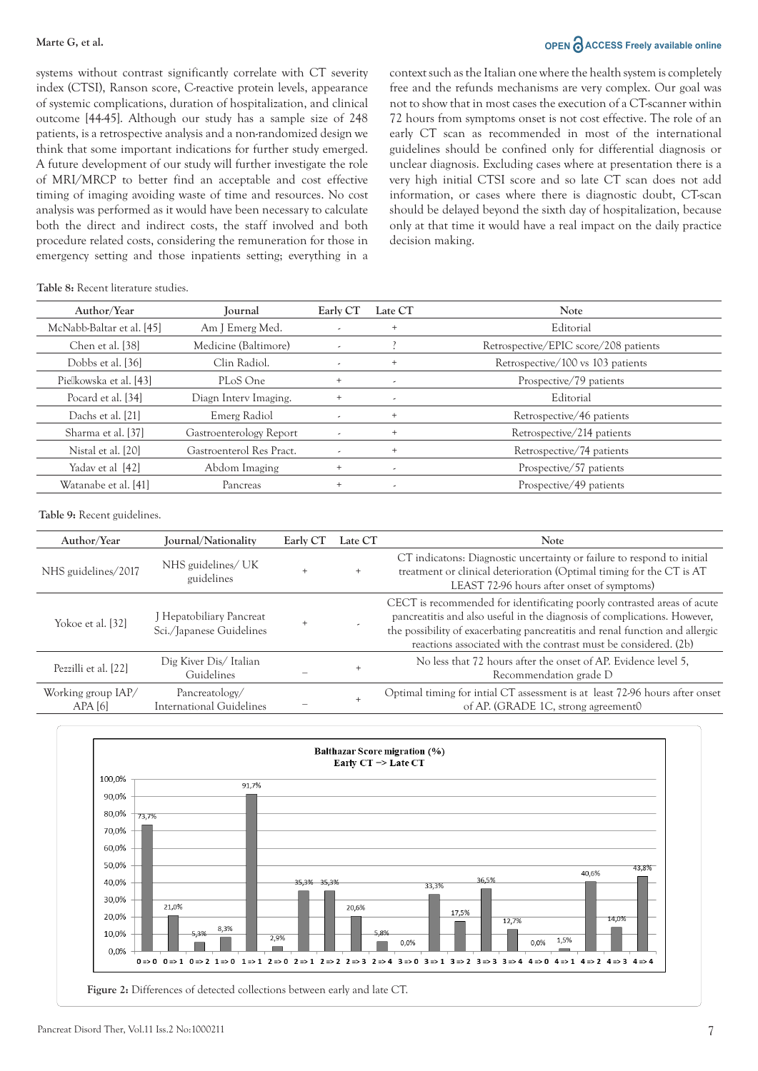systems without contrast significantly correlate with CT severity index (CTSI), Ranson score, C-reactive protein levels, appearance of systemic complications, duration of hospitalization, and clinical outcome [44-45]. Although our study has a sample size of 248 patients, is a retrospective analysis and a non-randomized design we think that some important indications for further study emerged. A future development of our study will further investigate the role of MRI/MRCP to better find an acceptable and cost effective timing of imaging avoiding waste of time and resources. No cost analysis was performed as it would have been necessary to calculate both the direct and indirect costs, the staff involved and both procedure related costs, considering the remuneration for those in emergency setting and those inpatients setting; everything in a context such as the Italian one where the health system is completely free and the refunds mechanisms are very complex. Our goal was not to show that in most cases the execution of a CT-scanner within 72 hours from symptoms onset is not cost effective. The role of an early CT scan as recommended in most of the international guidelines should be confined only for differential diagnosis or unclear diagnosis. Excluding cases where at presentation there is a very high initial CTSI score and so late CT scan does not add information, or cases where there is diagnostic doubt, CT-scan should be delayed beyond the sixth day of hospitalization, because only at that time it would have a real impact on the daily practice decision making.

**Table 8:** Recent literature studies.

| Author/Year | Journal | Early CT | Late CT | Note |
|---|---|---|---|---|
| McNabb-Baltar et al. [45] | Am J Emerg Med. | - | + | Editorial |
| Chen et al. [38] | Medicine (Baltimore) | - | ? | Retrospective/EPIC score/208 patients |
| Dobbs et al. [36] | Clin Radiol. | - | + | Retrospective/100 vs 103 patients |
| Pięłkowska et al. [43] | PLoS One | + | - | Prospective/79 patients |
| Pocard et al. [34] | Diagn Interv Imaging. | + | - | Editorial |
| Dachs et al. [21] | Emerg Radiol | - | + | Retrospective/46 patients |
| Sharma et al. [37] | Gastroenterology Report | - | + | Retrospective/214 patients |
| Nistal et al. [20] | Gastroenterol Res Pract. | - | + | Retrospective/74 patients |
| Yadav et al [42] | Abdom Imaging | + | - | Prospective/57 patients |
| Watanabe et al. [41] | Pancreas | + | - | Prospective/49 patients |

**Table 9:** Recent guidelines.

| Author/Year | Journal/Nationality | Early CT | Late CT | Note |
|---|---|---|---|---|
| NHS guidelines/2017 | NHS guidelines/ UK guidelines | + | + | CT indicatons: Diagnostic uncertainty or failure to respond to initial treatment or clinical deterioration (Optimal timing for the CT is AT LEAST 72-96 hours after onset of symptoms) |
| Yokoe et al. [32] | J Hepatobiliary Pancreat Sci./Japanese Guidelines | + | - | CECT is recommended for identificating poorly contrasted areas of acute pancreatitis and also useful in the diagnosis of complications. However, the possibility of exacerbating pancreatitis and renal function and allergic reactions associated with the contrast must be considered. (2b) |
| Pezzilli et al. [22] | Dig Kiver Dis/ Italian Guidelines | – | + | No less that 72 hours after the onset of AP. Evidence level 5, Recommendation grade D |
| Working group IAP/ APA [6] | Pancreatology/ International Guidelines | – | + | Optimal timing for intial CT assessment is at least 72-96 hours after onset of AP. (GRADE 1C, strong agreement0 |

**Figure 2:** Differences of detected collections between early and late CT.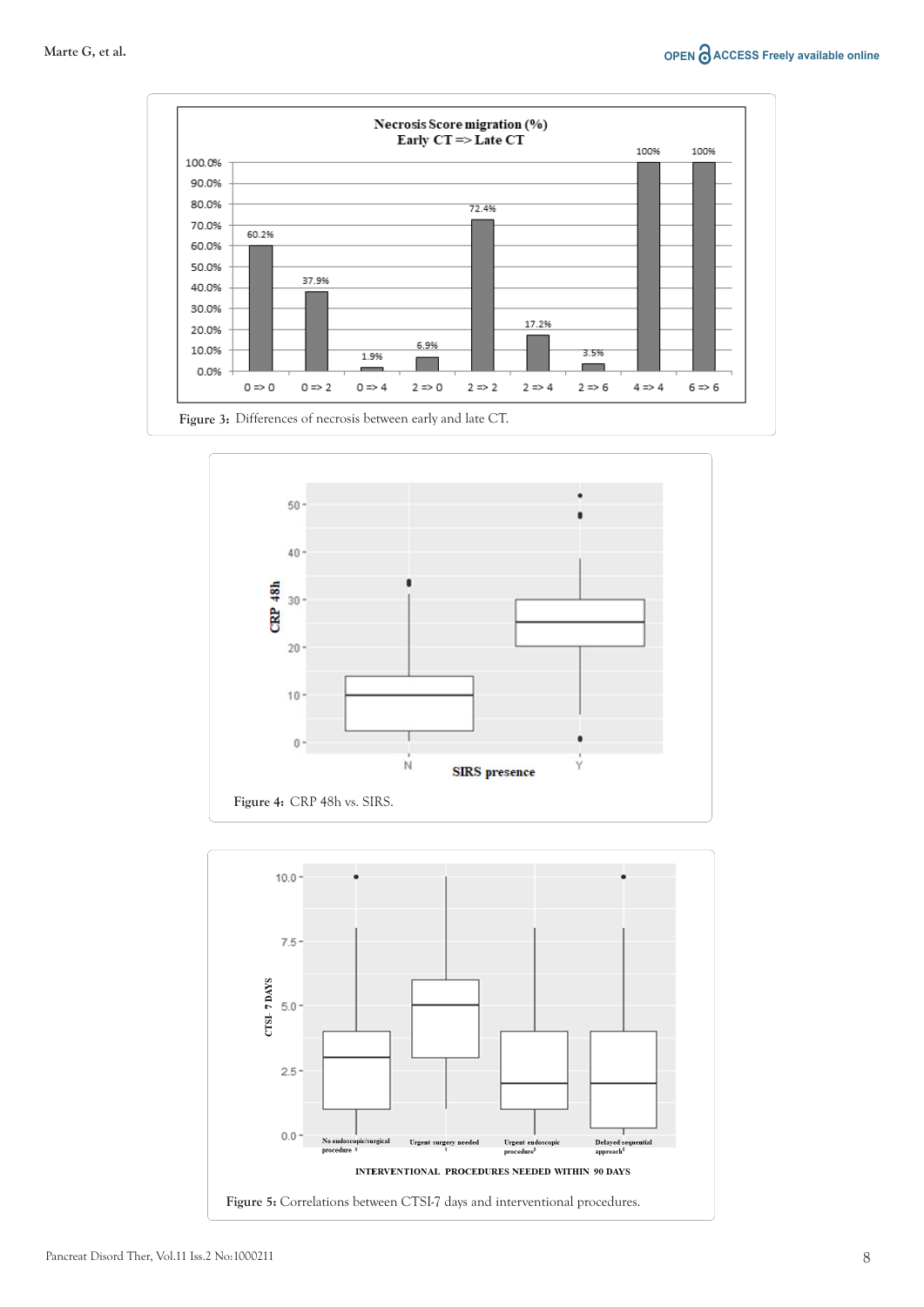Figure 3: Differences of necrosis between early and late CT.

Figure 4: CRP 48h vs. SIRS.

Figure 5: Correlations between CTSI-7 days and interventional procedures.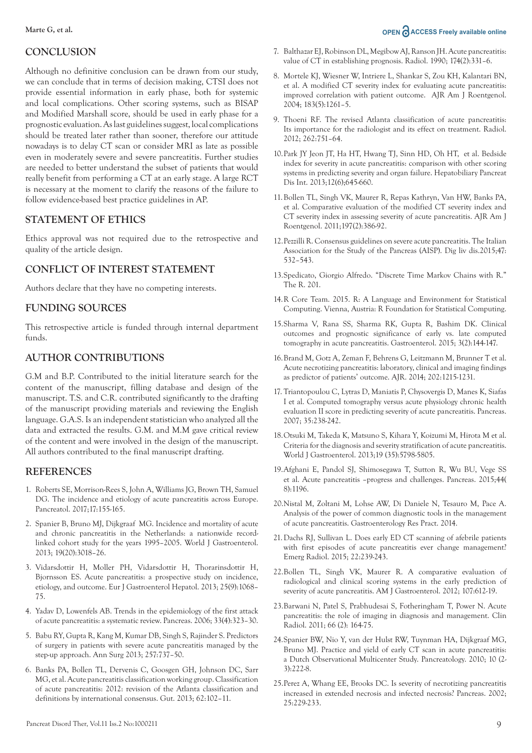## CONCLUSION

Although no definitive conclusion can be drawn from our study, we can conclude that in terms of decision making, CTSI does not provide essential information in early phase, both for systemic and local complications. Other scoring systems, such as BISAP and Modified Marshall score, should be used in early phase for a prognostic evaluation. As last guidelines suggest, local complications should be treated later rather than sooner, therefore our attitude nowadays is to delay CT scan or consider MRI as late as possible even in moderately severe and severe pancreatitis. Further studies are needed to better understand the subset of patients that would really benefit from performing a CT at an early stage. A large RCT is necessary at the moment to clarify the reasons of the failure to follow evidence-based best practice guidelines in AP.

## STATEMENT OF ETHICS

Ethics approval was not required due to the retrospective and quality of the article design.

## CONFLICT OF INTEREST STATEMENT

Authors declare that they have no competing interests.

## FUNDING SOURCES

This retrospective article is funded through internal department funds.

## AUTHOR CONTRIBUTIONS

G.M and B.P. Contributed to the initial literature search for the content of the manuscript, filling database and design of the manuscript. T.S. and C.R. contributed significantly to the drafting of the manuscript providing materials and reviewing the English language. G.A.S. Is an independent statistician who analyzed all the data and extracted the results. G.M. and M.M gave critical review of the content and were involved in the design of the manuscript. All authors contributed to the final manuscript drafting.

## REFERENCES

1. Roberts SE, Morrison-Rees S, John A, Williams JG, Brown TH, Samuel DG. The incidence and etiology of acute pancreatitis across Europe. Pancreatol. 2017;17:155-165.
2. Spanier B, Bruno MJ, Dijkgraaf MG. Incidence and mortality of acute and chronic pancreatitis in the Netherlands: a nationwide record-linked cohort study for the years 1995–2005. World J Gastroenterol. 2013; 19(20):3018–26.
3. Vidarsdottir H, Moller PH, Vidarsdottir H, Thorarinsdottir H, Bjornsson ES. Acute pancreatitis: a prospective study on incidence, etiology, and outcome. Eur J Gastroenterol Hepatol. 2013; 25(9):1068–75.
4. Yadav D, Lowenfels AB. Trends in the epidemiology of the first attack of acute pancreatitis: a systematic review. Pancreas. 2006; 33(4):323–30.
5. Babu RY, Gupta R, Kang M, Kumar DB, Singh S, Rajinder S. Predictors of surgery in patients with severe acute pancreatitis managed by the step-up approach. Ann Surg 2013; 257:737–50.
6. Banks PA, Bollen TL, Dervenis C, Goosgen GH, Johnson DC, Sarr MG, et al. Acute pancreatitis classification working group. Classification of acute pancreatitis: 2012: revision of the Atlanta classification and definitions by international consensus. Gut. 2013; 62:102–11.
7. Balthazar EJ, Robinson DL, Megibow AJ, Ranson JH. Acute pancreatitis: value of CT in establishing prognosis. Radiol. 1990; 174(2):331–6.
8. Mortele KJ, Wiesner W, Intriere L, Shankar S, Zou KH, Kalantari BN, et al. A modified CT severity index for evaluating acute pancreatitis: improved correlation with patient outcome. AJR Am J Roentgenol. 2004; 183(5):1261–5.
9. Thoeni RF. The revised Atlanta classification of acute pancreatitis: Its importance for the radiologist and its effect on treatment. Radiol. 2012; 262:751–64.
10. Park JY Jeon JT, Ha HT, Hwang TJ, Sinn HD, Oh HT, et al. Bedside index for severity in acute pancreatitis: comparison with other scoring systems in predicting severity and organ failure. Hepatobiliary Pancreat Dis Int. 2013;12(6);645-660.
11. Bollen TL, Singh VK, Maurer R, Repas Kathryn, Van HW, Banks PA, et al. Comparative evaluation of the modified CT severity index and CT severity index in assessing severity of acute pancreatitis. AJR Am J Roentgenol. 2011;197(2):386-92.
12. Pezzilli R. Consensus guidelines on severe acute pancreatitis. The Italian Association for the Study of the Pancreas (AISP). Dig liv dis.2015;47: 532–543.
13. Spedicato, Giorgio Alfredo. "Discrete Time Markov Chains with R." The R. 201.
14. R Core Team. 2015. R: A Language and Environment for Statistical Computing. Vienna, Austria: R Foundation for Statistical Computing.
15. Sharma V, Rana SS, Sharma RK, Gupta R, Bashim DK. Clinical outcomes and prognostic significance of early vs. late computed tomography in acute pancreatitis. Gastroenterol. 2015; 3(2):144-147.
16. Brand M, Gotz A, Zeman F, Behrens G, Leitzmann M, Brunner T et al. Acute necrotizing pancreatitis: laboratory, clinical and imaging findings as predictor of patients' outcome. AJR. 2014; 202:1215-1231.
17. Triantopoulou C, Lytras D, Maniatis P, Chysovergis D, Manes K, Siafas I et al. Computed tomography versus acute physiology chronic health evaluation II score in predicting severity of acute pancreatitis. Pancreas. 2007; 35:238-242.
18. Otsuki M, Takeda K, Matsuno S, Kihara Y, Koizumi M, Hirota M et al. Criteria for the diagnosis and severity stratification of acute pancreatitis. World J Gastroenterol. 2013;19 (35):5798-5805.
19. Afghani E, Pandol SJ, Shimosegawa T, Sutton R, Wu BU, Vege SS et al. Acute pancreatitis –progress and challenges. Pancreas. 2015;44( 8):1196.
20. Nistal M, Zoltani M, Lohse AW, Di Daniele N, Tesauro M, Pace A. Analysis of the power of common diagnostic tools in the management of acute pancreatitis. Gastroenterology Res Pract. 2014.
21. Dachs RJ, Sullivan L. Does early ED CT scanning of afebrile patients with first episodes of acute pancreatitis ever change management? Emerg Radiol. 2015; 22:239-243.
22. Bollen TL, Singh VK, Maurer R. A comparative evaluation of radiological and clinical scoring systems in the early prediction of severity of acute pancreatitis. AM J Gastroenterol. 2012; 107:612-19.
23. Barwani N, Patel S, Prabhudesai S, Fotheringham T, Power N. Acute pancreatitis: the role of imaging in diagnosis and management. Clin Radiol. 2011; 66 (2): 164-75.
24. Spanier BW, Nio Y, van der Hulst RW, Tuynman HA, Dijkgraaf MG, Bruno MJ. Practice and yield of early CT scan in acute pancreatitis: a Dutch Observational Multicenter Study. Pancreatology. 2010; 10 (2-3):222-8.
25. Perez A, Whang EE, Brooks DC. Is severity of necrotizing pancreatitis increased in extended necrosis and infected necrosis? Pancreas. 2002; 25:229-233.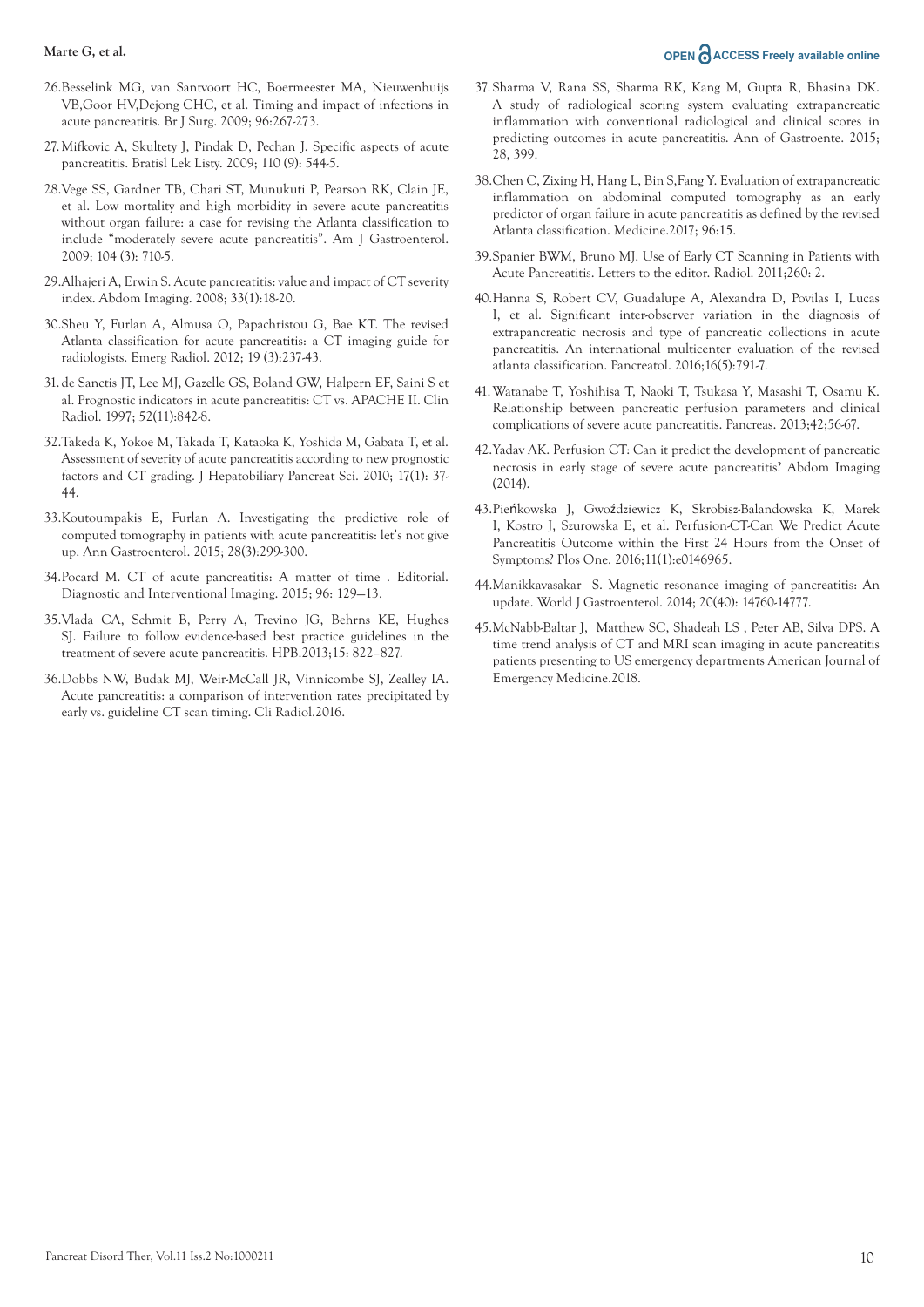26. Besselink MG, van Santvoort HC, Boermeester MA, Nieuwenhuijs VB, Goor HV, Dejong CHC, et al. Timing and impact of infections in acute pancreatitis. Br J Surg. 2009; 96:267-273.

27. Mifkovic A, Skultety J, Pindak D, Pechan J. Specific aspects of acute pancreatitis. Bratisl Lek Listy. 2009; 110 (9): 544-5.

28. Vege SS, Gardner TB, Chari ST, Munukuti P, Pearson RK, Clain JE, et al. Low mortality and high morbidity in severe acute pancreatitis without organ failure: a case for revising the Atlanta classification to include "moderately severe acute pancreatitis". Am J Gastroenterol. 2009; 104 (3): 710-5.

29. Alhajeri A, Erwin S. Acute pancreatitis: value and impact of CT severity index. Abdom Imaging. 2008; 33(1):18-20.

30. Sheu Y, Furlan A, Almusa O, Papachristou G, Bae KT. The revised Atlanta classification for acute pancreatitis: a CT imaging guide for radiologists. Emerg Radiol. 2012; 19 (3):237-43.

31. de Sanctis JT, Lee MJ, Gazelle GS, Boland GW, Halpern EF, Saini S et al. Prognostic indicators in acute pancreatitis: CT vs. APACHE II. Clin Radiol. 1997; 52(11):842-8.

32. Takeda K, Yokoe M, Takada T, Kataoka K, Yoshida M, Gabata T, et al. Assessment of severity of acute pancreatitis according to new prognostic factors and CT grading. J Hepatobiliary Pancreat Sci. 2010; 17(1): 37-44.

33. Koutoumpakis E, Furlan A. Investigating the predictive role of computed tomography in patients with acute pancreatitis: let's not give up. Ann Gastroenterol. 2015; 28(3):299-300.

34. Pocard M. CT of acute pancreatitis: A matter of time . Editorial. Diagnostic and Interventional Imaging. 2015; 96: 129—13.

35. Vlada CA, Schmit B, Perry A, Trevino JG, Behrns KE, Hughes SJ. Failure to follow evidence-based best practice guidelines in the treatment of severe acute pancreatitis. HPB.2013;15: 822–827.

36. Dobbs NW, Budak MJ, Weir-McCall JR, Vinnicombe SJ, Zealley IA. Acute pancreatitis: a comparison of intervention rates precipitated by early vs. guideline CT scan timing. Cli Radiol.2016.

37. Sharma V, Rana SS, Sharma RK, Kang M, Gupta R, Bhasina DK. A study of radiological scoring system evaluating extrapancreatic inflammation with conventional radiological and clinical scores in predicting outcomes in acute pancreatitis. Ann of Gastroente. 2015; 28, 399.

38. Chen C, Zixing H, Hang L, Bin S, Fang Y. Evaluation of extrapancreatic inflammation on abdominal computed tomography as an early predictor of organ failure in acute pancreatitis as defined by the revised Atlanta classification. Medicine.2017; 96:15.

39. Spanier BWM, Bruno MJ. Use of Early CT Scanning in Patients with Acute Pancreatitis. Letters to the editor. Radiol. 2011;260: 2.

40. Hanna S, Robert CV, Guadalupe A, Alexandra D, Povilas I, Lucas I, et al. Significant inter-observer variation in the diagnosis of extrapancreatic necrosis and type of pancreatic collections in acute pancreatitis. An international multicenter evaluation of the revised atlanta classification. Pancreatol. 2016;16(5):791-7.

41. Watanabe T, Yoshihisa T, Naoki T, Tsukasa Y, Masashi T, Osamu K. Relationship between pancreatic perfusion parameters and clinical complications of severe acute pancreatitis. Pancreas. 2013;42;56-67.

42. Yadav AK. Perfusion CT: Can it predict the development of pancreatic necrosis in early stage of severe acute pancreatitis? Abdom Imaging (2014).

43. Pieńkowska J, Gwoździewicz K, Skrobisz-Balandowska K, Marek I, Kostro J, Szurowska E, et al. Perfusion-CT-Can We Predict Acute Pancreatitis Outcome within the First 24 Hours from the Onset of Symptoms? Plos One. 2016;11(1):e0146965.

44. Manikkavasakar S. Magnetic resonance imaging of pancreatitis: An update. World J Gastroenterol. 2014; 20(40): 14760-14777.

45. McNabb-Baltar J, Matthew SC, Shadeah LS , Peter AB, Silva DPS. A time trend analysis of CT and MRI scan imaging in acute pancreatitis patients presenting to US emergency departments American Journal of Emergency Medicine.2018.